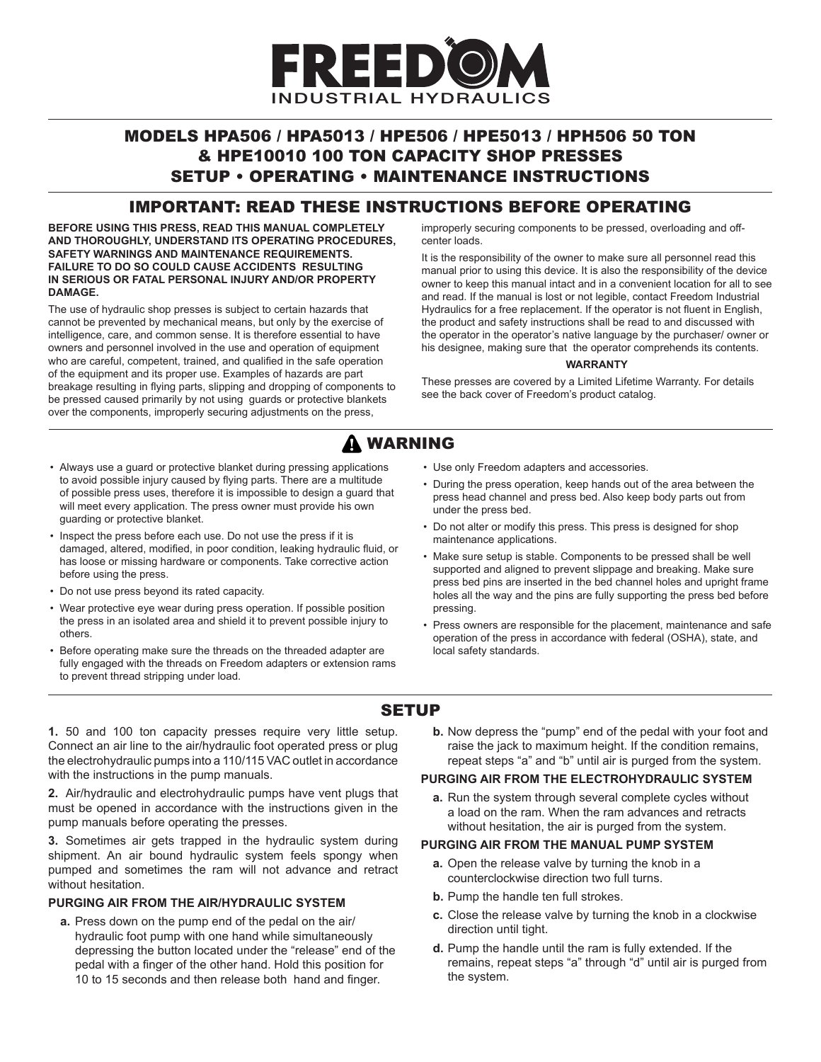# FREEDOM

INDUSTRIAL HYDRAULICS

## MODELS HPA506 / HPA5013 / HPE506 / HPE5013 / HPH506 50 TON & HPE10010 100 TON CAPACITY SHOP PRESSES SETUP • OPERATING • MAINTENANCE INSTRUCTIONS

## IMPORTANT: READ THESE INSTRUCTIONS BEFORE OPERATING

**BEFORE USING THIS PRESS, READ THIS MANUAL COMPLETELY AND THOROUGHLY, UNDERSTAND ITS OPERATING PROCEDURES, SAFETY WARNINGS AND MAINTENANCE REQUIREMENTS. FAILURE TO DO SO COULD CAUSE ACCIDENTS RESULTING IN SERIOUS OR FATAL PERSONAL INJURY AND/OR PROPERTY DAMAGE.**

The use of hydraulic shop presses is subject to certain hazards that cannot be prevented by mechanical means, but only by the exercise of intelligence, care, and common sense. It is therefore essential to have owners and personnel involved in the use and operation of equipment who are careful, competent, trained, and qualified in the safe operation of the equipment and its proper use. Examples of hazards are part breakage resulting in flying parts, slipping and dropping of components to be pressed caused primarily by not using guards or protective blankets over the components, improperly securing adjustments on the press, improperly securing components to be pressed, overloading and off-center loads.

It is the responsibility of the owner to make sure all personnel read this manual prior to using this device. It is also the responsibility of the device owner to keep this manual intact and in a convenient location for all to see and read. If the manual is lost or not legible, contact Freedom Industrial Hydraulics for a free replacement. If the operator is not fluent in English, the product and safety instructions shall be read to and discussed with the operator in the operator's native language by the purchaser/ owner or his designee, making sure that the operator comprehends its contents.

**WARRANTY**

These presses are covered by a Limited Lifetime Warranty. For details see the back cover of Freedom's product catalog.

## ⚠ WARNING

- Always use a guard or protective blanket during pressing applications to avoid possible injury caused by flying parts. There are a multitude of possible press uses, therefore it is impossible to design a guard that will meet every application. The press owner must provide his own guarding or protective blanket.
- Inspect the press before each use. Do not use the press if it is damaged, altered, modified, in poor condition, leaking hydraulic fluid, or has loose or missing hardware or components. Take corrective action before using the press.
- Do not use press beyond its rated capacity.
- Wear protective eye wear during press operation. If possible position the press in an isolated area and shield it to prevent possible injury to others.
- Before operating make sure the threads on the threaded adapter are fully engaged with the threads on Freedom adapters or extension rams to prevent thread stripping under load.
- Use only Freedom adapters and accessories.
- During the press operation, keep hands out of the area between the press head channel and press bed. Also keep body parts out from under the press bed.
- Do not alter or modify this press. This press is designed for shop maintenance applications.
- Make sure setup is stable. Components to be pressed shall be well supported and aligned to prevent slippage and breaking. Make sure press bed pins are inserted in the bed channel holes and upright frame holes all the way and the pins are fully supporting the press bed before pressing.
- Press owners are responsible for the placement, maintenance and safe operation of the press in accordance with federal (OSHA), state, and local safety standards.

## SETUP

**1.** 50 and 100 ton capacity presses require very little setup. Connect an air line to the air/hydraulic foot operated press or plug the electrohydraulic pumps into a 110/115 VAC outlet in accordance with the instructions in the pump manuals.

**2.** Air/hydraulic and electrohydraulic pumps have vent plugs that must be opened in accordance with the instructions given in the pump manuals before operating the presses.

**3.** Sometimes air gets trapped in the hydraulic system during shipment. An air bound hydraulic system feels spongy when pumped and sometimes the ram will not advance and retract without hesitation.

**PURGING AIR FROM THE AIR/HYDRAULIC SYSTEM**

**a.** Press down on the pump end of the pedal on the air/ hydraulic foot pump with one hand while simultaneously depressing the button located under the "release" end of the pedal with a finger of the other hand. Hold this position for 10 to 15 seconds and then release both hand and finger.

**b.** Now depress the "pump" end of the pedal with your foot and raise the jack to maximum height. If the condition remains, repeat steps "a" and "b" until air is purged from the system.

**PURGING AIR FROM THE ELECTROHYDRAULIC SYSTEM**

**a.** Run the system through several complete cycles without a load on the ram. When the ram advances and retracts without hesitation, the air is purged from the system.

**PURGING AIR FROM THE MANUAL PUMP SYSTEM**

**a.** Open the release valve by turning the knob in a counterclockwise direction two full turns.

**b.** Pump the handle ten full strokes.

**c.** Close the release valve by turning the knob in a clockwise direction until tight.

**d.** Pump the handle until the ram is fully extended. If the remains, repeat steps "a" through "d" until air is purged from the system.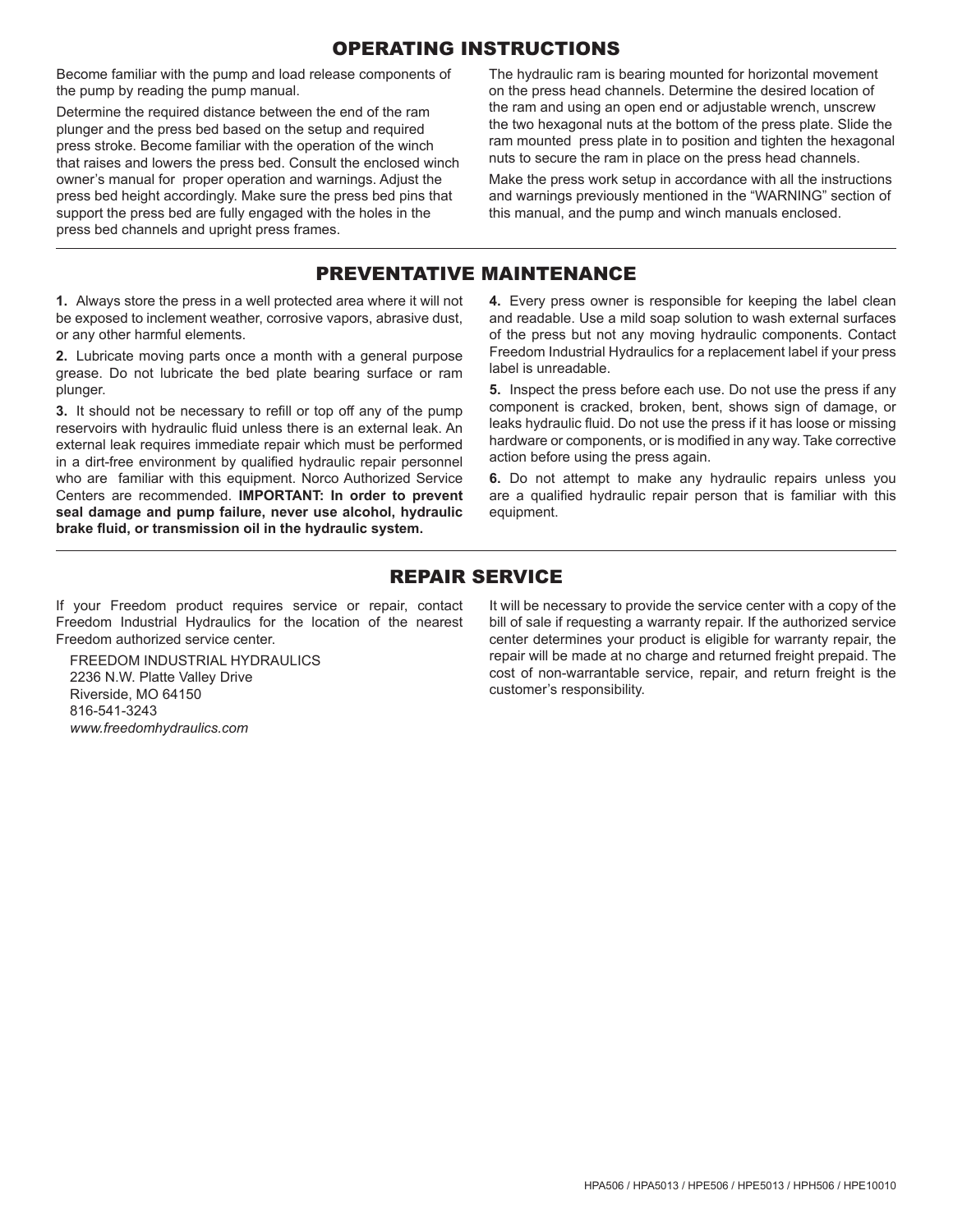## OPERATING INSTRUCTIONS

Become familiar with the pump and load release components of the pump by reading the pump manual.

Determine the required distance between the end of the ram plunger and the press bed based on the setup and required press stroke. Become familiar with the operation of the winch that raises and lowers the press bed. Consult the enclosed winch owner's manual for proper operation and warnings. Adjust the press bed height accordingly. Make sure the press bed pins that support the press bed are fully engaged with the holes in the press bed channels and upright press frames.

The hydraulic ram is bearing mounted for horizontal movement on the press head channels. Determine the desired location of the ram and using an open end or adjustable wrench, unscrew the two hexagonal nuts at the bottom of the press plate. Slide the ram mounted press plate in to position and tighten the hexagonal nuts to secure the ram in place on the press head channels.

Make the press work setup in accordance with all the instructions and warnings previously mentioned in the "WARNING" section of this manual, and the pump and winch manuals enclosed.

## PREVENTATIVE MAINTENANCE

**1.** Always store the press in a well protected area where it will not be exposed to inclement weather, corrosive vapors, abrasive dust, or any other harmful elements.

**2.** Lubricate moving parts once a month with a general purpose grease. Do not lubricate the bed plate bearing surface or ram plunger.

**3.** It should not be necessary to refill or top off any of the pump reservoirs with hydraulic fluid unless there is an external leak. An external leak requires immediate repair which must be performed in a dirt-free environment by qualified hydraulic repair personnel who are familiar with this equipment. Norco Authorized Service Centers are recommended. **IMPORTANT: In order to prevent seal damage and pump failure, never use alcohol, hydraulic brake fluid, or transmission oil in the hydraulic system.**

**4.** Every press owner is responsible for keeping the label clean and readable. Use a mild soap solution to wash external surfaces of the press but not any moving hydraulic components. Contact Freedom Industrial Hydraulics for a replacement label if your press label is unreadable.

**5.** Inspect the press before each use. Do not use the press if any component is cracked, broken, bent, shows sign of damage, or leaks hydraulic fluid. Do not use the press if it has loose or missing hardware or components, or is modified in any way. Take corrective action before using the press again.

**6.** Do not attempt to make any hydraulic repairs unless you are a qualified hydraulic repair person that is familiar with this equipment.

## REPAIR SERVICE

If your Freedom product requires service or repair, contact Freedom Industrial Hydraulics for the location of the nearest Freedom authorized service center.

FREEDOM INDUSTRIAL HYDRAULICS
2236 N.W. Platte Valley Drive
Riverside, MO 64150
816-541-3243
*www.freedomhydraulics.com*

It will be necessary to provide the service center with a copy of the bill of sale if requesting a warranty repair. If the authorized service center determines your product is eligible for warranty repair, the repair will be made at no charge and returned freight prepaid. The cost of non-warrantable service, repair, and return freight is the customer's responsibility.